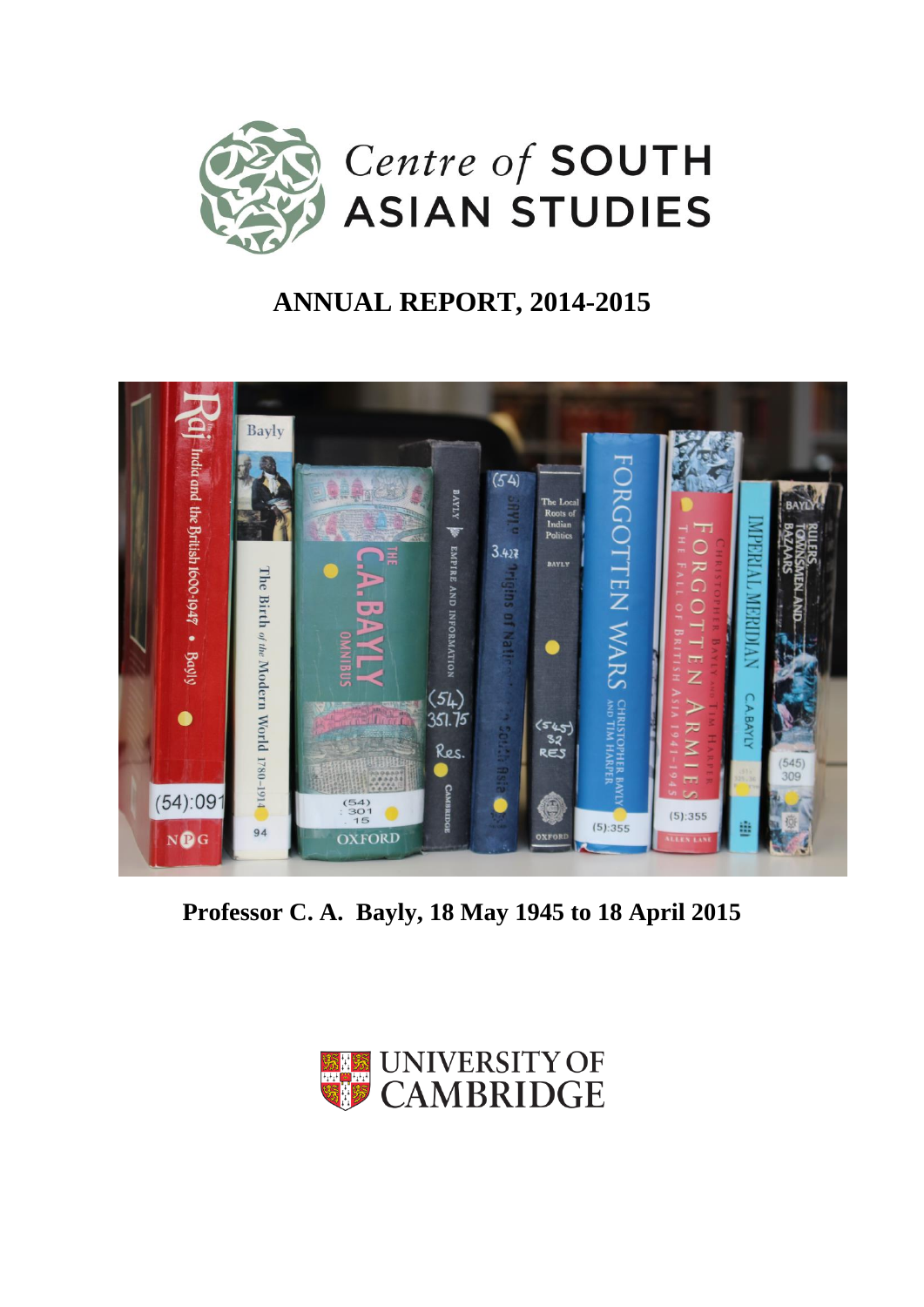Centre of SOUTH ASIAN STUDIES

# ANNUAL REPORT, 2014-2015

**Professor C. A. Bayly, 18 May 1945 to 18 April 2015**

UNIVERSITY OF CAMBRIDGE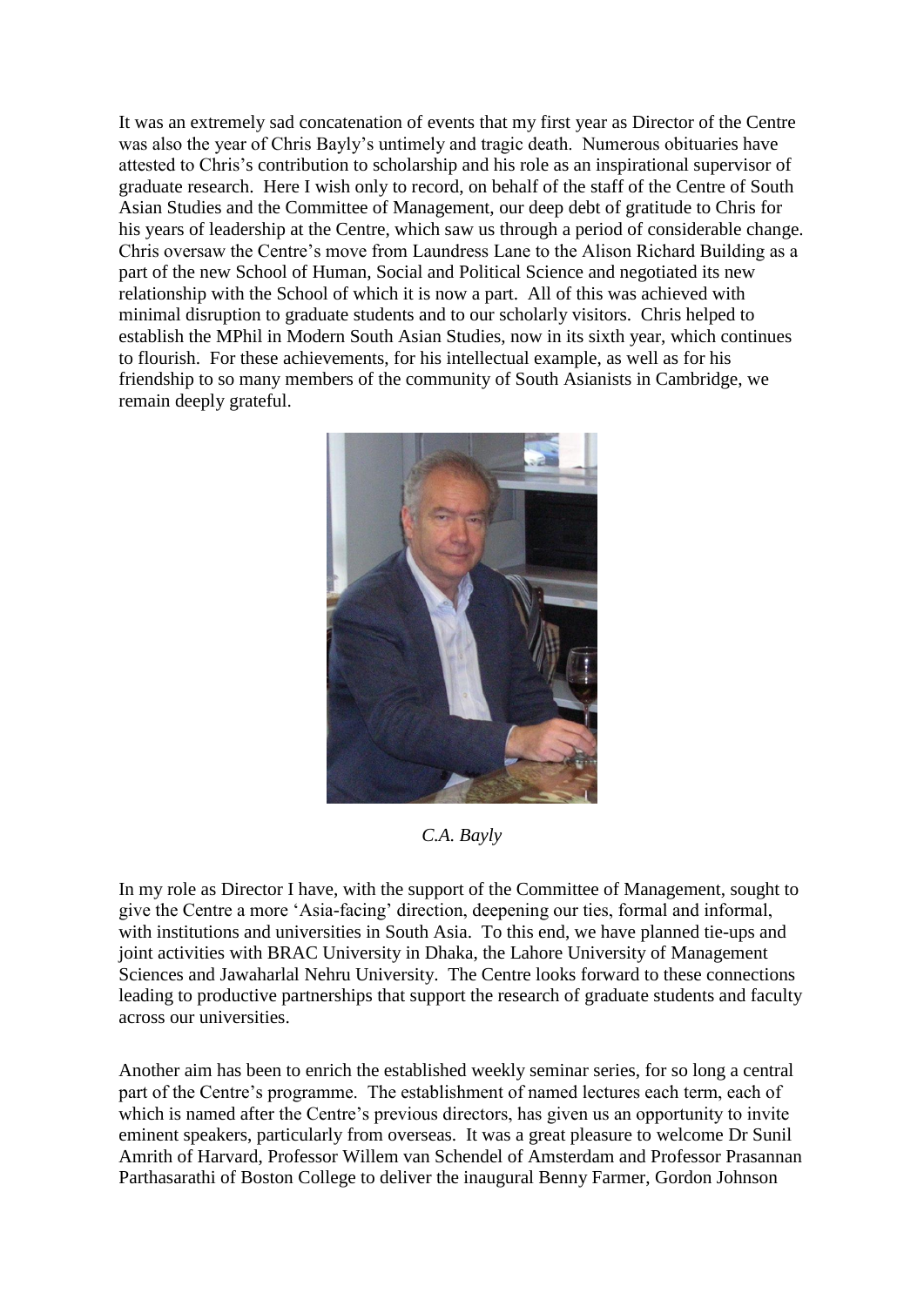It was an extremely sad concatenation of events that my first year as Director of the Centre was also the year of Chris Bayly's untimely and tragic death. Numerous obituaries have attested to Chris's contribution to scholarship and his role as an inspirational supervisor of graduate research. Here I wish only to record, on behalf of the staff of the Centre of South Asian Studies and the Committee of Management, our deep debt of gratitude to Chris for his years of leadership at the Centre, which saw us through a period of considerable change. Chris oversaw the Centre's move from Laundress Lane to the Alison Richard Building as a part of the new School of Human, Social and Political Science and negotiated its new relationship with the School of which it is now a part. All of this was achieved with minimal disruption to graduate students and to our scholarly visitors. Chris helped to establish the MPhil in Modern South Asian Studies, now in its sixth year, which continues to flourish. For these achievements, for his intellectual example, as well as for his friendship to so many members of the community of South Asianists in Cambridge, we remain deeply grateful.

*C.A. Bayly*

In my role as Director I have, with the support of the Committee of Management, sought to give the Centre a more 'Asia-facing' direction, deepening our ties, formal and informal, with institutions and universities in South Asia. To this end, we have planned tie-ups and joint activities with BRAC University in Dhaka, the Lahore University of Management Sciences and Jawaharlal Nehru University. The Centre looks forward to these connections leading to productive partnerships that support the research of graduate students and faculty across our universities.

Another aim has been to enrich the established weekly seminar series, for so long a central part of the Centre's programme. The establishment of named lectures each term, each of which is named after the Centre's previous directors, has given us an opportunity to invite eminent speakers, particularly from overseas. It was a great pleasure to welcome Dr Sunil Amrith of Harvard, Professor Willem van Schendel of Amsterdam and Professor Prasannan Parthasarathi of Boston College to deliver the inaugural Benny Farmer, Gordon Johnson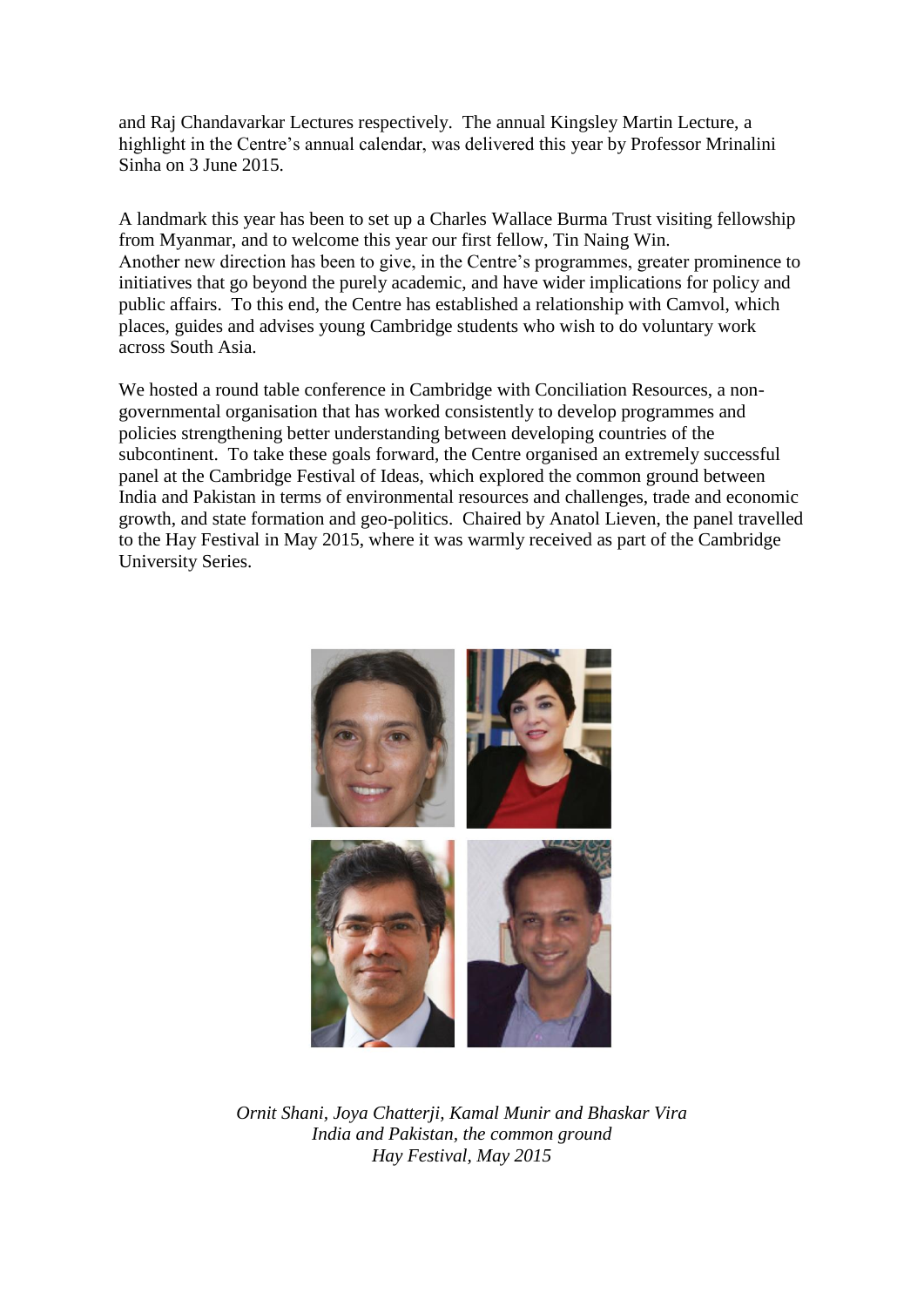and Raj Chandavarkar Lectures respectively. The annual Kingsley Martin Lecture, a highlight in the Centre's annual calendar, was delivered this year by Professor Mrinalini Sinha on 3 June 2015.

A landmark this year has been to set up a Charles Wallace Burma Trust visiting fellowship from Myanmar, and to welcome this year our first fellow, Tin Naing Win.
Another new direction has been to give, in the Centre's programmes, greater prominence to initiatives that go beyond the purely academic, and have wider implications for policy and public affairs. To this end, the Centre has established a relationship with Camvol, which places, guides and advises young Cambridge students who wish to do voluntary work across South Asia.

We hosted a round table conference in Cambridge with Conciliation Resources, a non-governmental organisation that has worked consistently to develop programmes and policies strengthening better understanding between developing countries of the subcontinent. To take these goals forward, the Centre organised an extremely successful panel at the Cambridge Festival of Ideas, which explored the common ground between India and Pakistan in terms of environmental resources and challenges, trade and economic growth, and state formation and geo-politics. Chaired by Anatol Lieven, the panel travelled to the Hay Festival in May 2015, where it was warmly received as part of the Cambridge University Series.

*Ornit Shani, Joya Chatterji, Kamal Munir and Bhaskar Vira*
*India and Pakistan, the common ground*
*Hay Festival, May 2015*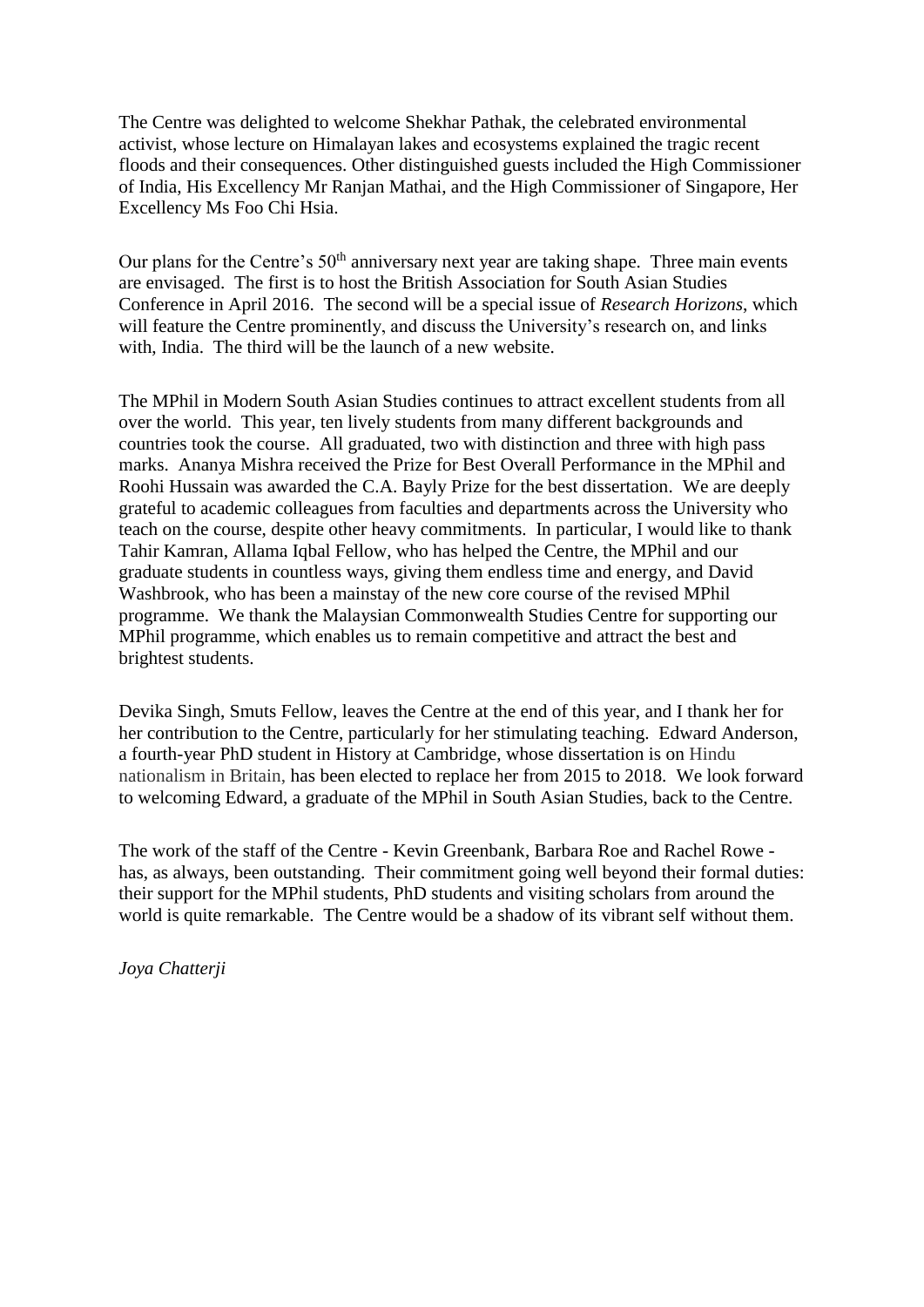The Centre was delighted to welcome Shekhar Pathak, the celebrated environmental activist, whose lecture on Himalayan lakes and ecosystems explained the tragic recent floods and their consequences. Other distinguished guests included the High Commissioner of India, His Excellency Mr Ranjan Mathai, and the High Commissioner of Singapore, Her Excellency Ms Foo Chi Hsia.

Our plans for the Centre's 50th anniversary next year are taking shape. Three main events are envisaged. The first is to host the British Association for South Asian Studies Conference in April 2016. The second will be a special issue of *Research Horizons*, which will feature the Centre prominently, and discuss the University's research on, and links with, India. The third will be the launch of a new website.

The MPhil in Modern South Asian Studies continues to attract excellent students from all over the world. This year, ten lively students from many different backgrounds and countries took the course. All graduated, two with distinction and three with high pass marks. Ananya Mishra received the Prize for Best Overall Performance in the MPhil and Roohi Hussain was awarded the C.A. Bayly Prize for the best dissertation. We are deeply grateful to academic colleagues from faculties and departments across the University who teach on the course, despite other heavy commitments. In particular, I would like to thank Tahir Kamran, Allama Iqbal Fellow, who has helped the Centre, the MPhil and our graduate students in countless ways, giving them endless time and energy, and David Washbrook, who has been a mainstay of the new core course of the revised MPhil programme. We thank the Malaysian Commonwealth Studies Centre for supporting our MPhil programme, which enables us to remain competitive and attract the best and brightest students.

Devika Singh, Smuts Fellow, leaves the Centre at the end of this year, and I thank her for her contribution to the Centre, particularly for her stimulating teaching. Edward Anderson, a fourth-year PhD student in History at Cambridge, whose dissertation is on Hindu nationalism in Britain, has been elected to replace her from 2015 to 2018. We look forward to welcoming Edward, a graduate of the MPhil in South Asian Studies, back to the Centre.

The work of the staff of the Centre - Kevin Greenbank, Barbara Roe and Rachel Rowe - has, as always, been outstanding. Their commitment going well beyond their formal duties: their support for the MPhil students, PhD students and visiting scholars from around the world is quite remarkable. The Centre would be a shadow of its vibrant self without them.

*Joya Chatterji*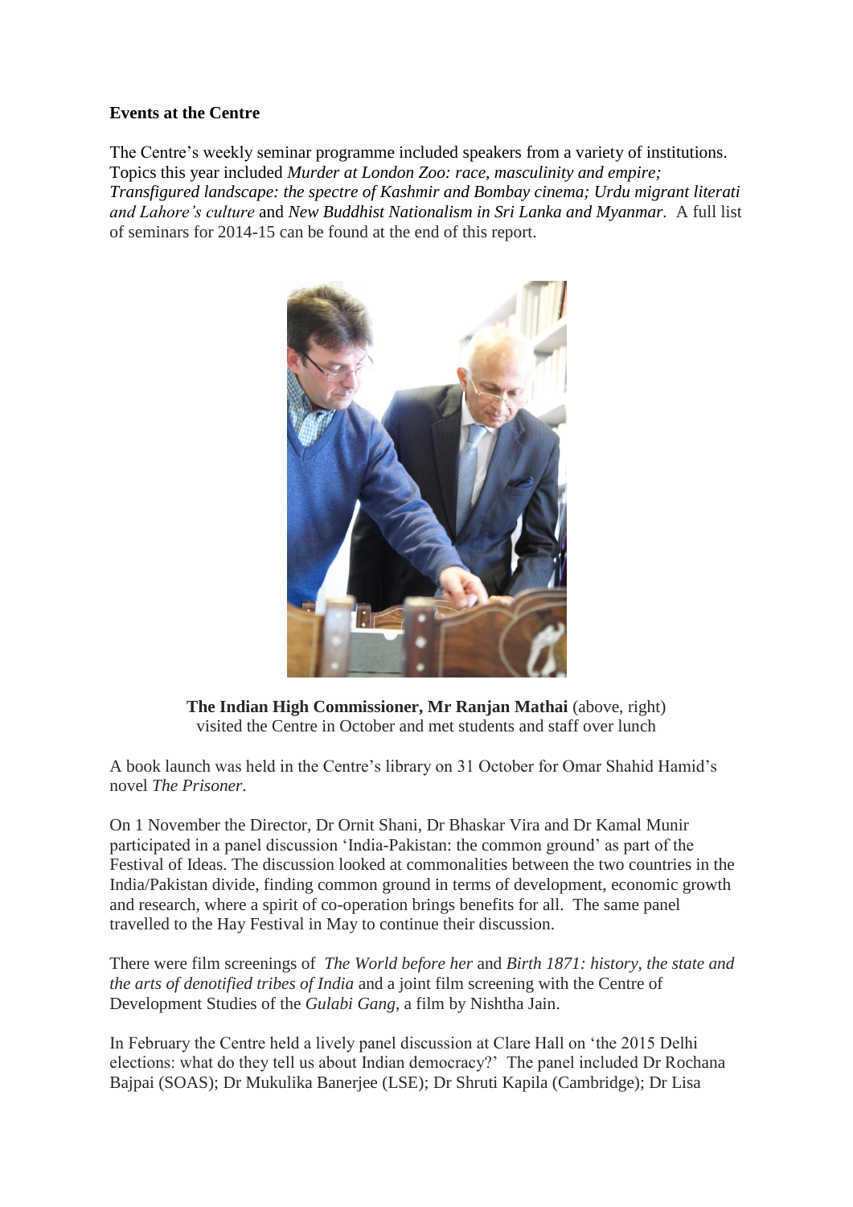**Events at the Centre**

The Centre's weekly seminar programme included speakers from a variety of institutions. Topics this year included *Murder at London Zoo: race, masculinity and empire; Transfigured landscape: the spectre of Kashmir and Bombay cinema; Urdu migrant literati and Lahore's culture* and *New Buddhist Nationalism in Sri Lanka and Myanmar*. A full list of seminars for 2014-15 can be found at the end of this report.

**The Indian High Commissioner, Mr Ranjan Mathai** (above, right) visited the Centre in October and met students and staff over lunch

A book launch was held in the Centre's library on 31 October for Omar Shahid Hamid's novel *The Prisoner*.

On 1 November the Director, Dr Ornit Shani, Dr Bhaskar Vira and Dr Kamal Munir participated in a panel discussion 'India-Pakistan: the common ground' as part of the Festival of Ideas. The discussion looked at commonalities between the two countries in the India/Pakistan divide, finding common ground in terms of development, economic growth and research, where a spirit of co-operation brings benefits for all. The same panel travelled to the Hay Festival in May to continue their discussion.

There were film screenings of *The World before her* and *Birth 1871: history, the state and the arts of denotified tribes of India* and a joint film screening with the Centre of Development Studies of the *Gulabi Gang*, a film by Nishtha Jain.

In February the Centre held a lively panel discussion at Clare Hall on 'the 2015 Delhi elections: what do they tell us about Indian democracy?' The panel included Dr Rochana Bajpai (SOAS); Dr Mukulika Banerjee (LSE); Dr Shruti Kapila (Cambridge); Dr Lisa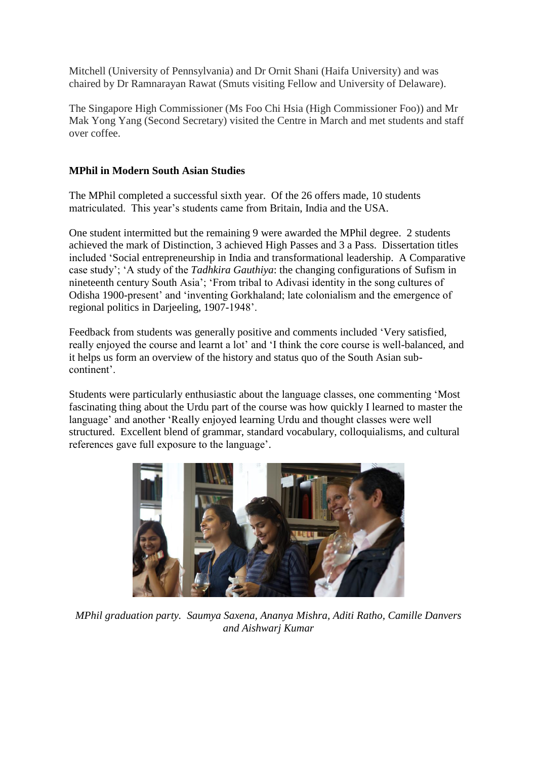Mitchell (University of Pennsylvania) and Dr Ornit Shani (Haifa University) and was chaired by Dr Ramnarayan Rawat (Smuts visiting Fellow and University of Delaware).

The Singapore High Commissioner (Ms Foo Chi Hsia (High Commissioner Foo)) and Mr Mak Yong Yang (Second Secretary) visited the Centre in March and met students and staff over coffee.

**MPhil in Modern South Asian Studies**

The MPhil completed a successful sixth year. Of the 26 offers made, 10 students matriculated. This year's students came from Britain, India and the USA.

One student intermitted but the remaining 9 were awarded the MPhil degree. 2 students achieved the mark of Distinction, 3 achieved High Passes and 3 a Pass. Dissertation titles included 'Social entrepreneurship in India and transformational leadership. A Comparative case study'; 'A study of the *Tadhkira Gauthiya*: the changing configurations of Sufism in nineteenth century South Asia'; 'From tribal to Adivasi identity in the song cultures of Odisha 1900-present' and 'inventing Gorkhaland; late colonialism and the emergence of regional politics in Darjeeling, 1907-1948'.

Feedback from students was generally positive and comments included 'Very satisfied, really enjoyed the course and learnt a lot' and 'I think the core course is well-balanced, and it helps us form an overview of the history and status quo of the South Asian sub-continent'.

Students were particularly enthusiastic about the language classes, one commenting 'Most fascinating thing about the Urdu part of the course was how quickly I learned to master the language' and another 'Really enjoyed learning Urdu and thought classes were well structured. Excellent blend of grammar, standard vocabulary, colloquialisms, and cultural references gave full exposure to the language'.

*MPhil graduation party. Saumya Saxena, Ananya Mishra, Aditi Ratho, Camille Danvers and Aishwarj Kumar*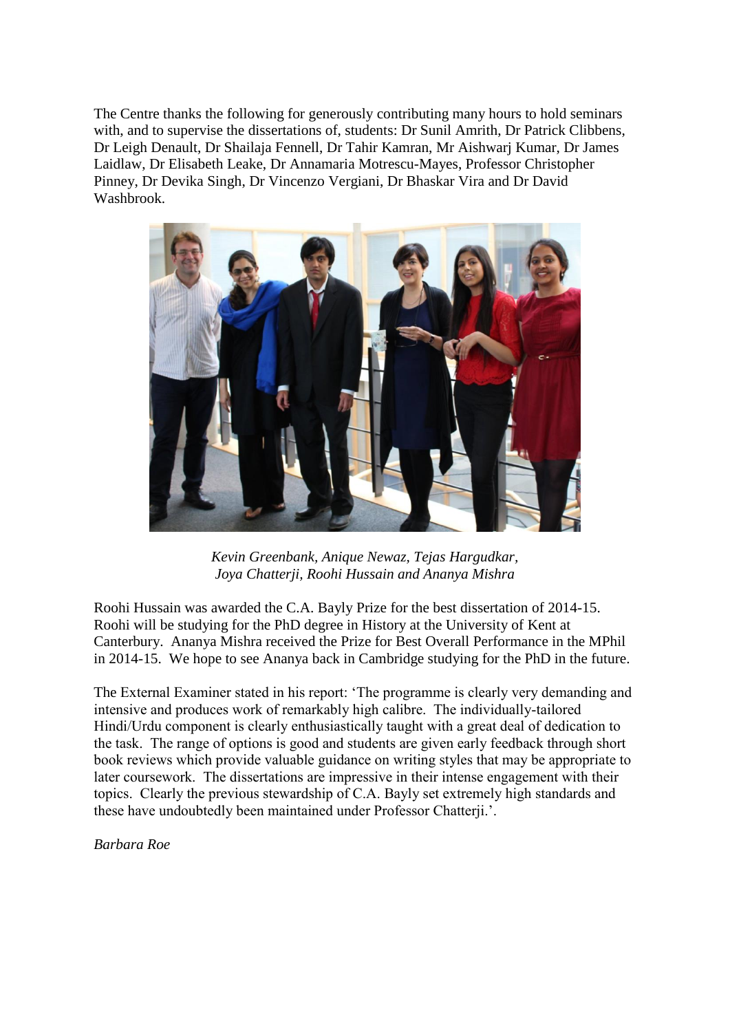The Centre thanks the following for generously contributing many hours to hold seminars with, and to supervise the dissertations of, students: Dr Sunil Amrith, Dr Patrick Clibbens, Dr Leigh Denault, Dr Shailaja Fennell, Dr Tahir Kamran, Mr Aishwarj Kumar, Dr James Laidlaw, Dr Elisabeth Leake, Dr Annamaria Motrescu-Mayes, Professor Christopher Pinney, Dr Devika Singh, Dr Vincenzo Vergiani, Dr Bhaskar Vira and Dr David Washbrook.

*Kevin Greenbank, Anique Newaz, Tejas Hargudkar, Joya Chatterji, Roohi Hussain and Ananya Mishra*

Roohi Hussain was awarded the C.A. Bayly Prize for the best dissertation of 2014-15. Roohi will be studying for the PhD degree in History at the University of Kent at Canterbury. Ananya Mishra received the Prize for Best Overall Performance in the MPhil in 2014-15. We hope to see Ananya back in Cambridge studying for the PhD in the future.

The External Examiner stated in his report: 'The programme is clearly very demanding and intensive and produces work of remarkably high calibre. The individually-tailored Hindi/Urdu component is clearly enthusiastically taught with a great deal of dedication to the task. The range of options is good and students are given early feedback through short book reviews which provide valuable guidance on writing styles that may be appropriate to later coursework. The dissertations are impressive in their intense engagement with their topics. Clearly the previous stewardship of C.A. Bayly set extremely high standards and these have undoubtedly been maintained under Professor Chatterji.'.

*Barbara Roe*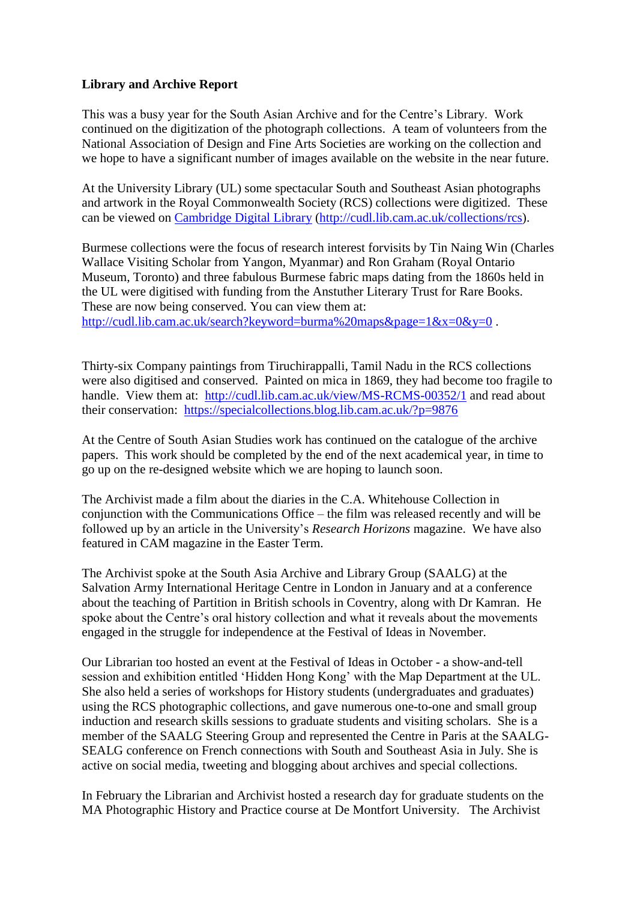**Library and Archive Report**

This was a busy year for the South Asian Archive and for the Centre's Library. Work continued on the digitization of the photograph collections. A team of volunteers from the National Association of Design and Fine Arts Societies are working on the collection and we hope to have a significant number of images available on the website in the near future.

At the University Library (UL) some spectacular South and Southeast Asian photographs and artwork in the Royal Commonwealth Society (RCS) collections were digitized. These can be viewed on [Cambridge Digital Library](http://cudl.lib.cam.ac.uk/collections/rcs) (http://cudl.lib.cam.ac.uk/collections/rcs).

Burmese collections were the focus of research interest forvisits by Tin Naing Win (Charles Wallace Visiting Scholar from Yangon, Myanmar) and Ron Graham (Royal Ontario Museum, Toronto) and three fabulous Burmese fabric maps dating from the 1860s held in the UL were digitised with funding from the Anstuther Literary Trust for Rare Books. These are now being conserved. You can view them at: http://cudl.lib.cam.ac.uk/search?keyword=burma%20maps&page=1&x=0&y=0 .

Thirty-six Company paintings from Tiruchirappalli, Tamil Nadu in the RCS collections were also digitised and conserved. Painted on mica in 1869, they had become too fragile to handle. View them at: http://cudl.lib.cam.ac.uk/view/MS-RCMS-00352/1 and read about their conservation: https://specialcollections.blog.lib.cam.ac.uk/?p=9876

At the Centre of South Asian Studies work has continued on the catalogue of the archive papers. This work should be completed by the end of the next academical year, in time to go up on the re-designed website which we are hoping to launch soon.

The Archivist made a film about the diaries in the C.A. Whitehouse Collection in conjunction with the Communications Office – the film was released recently and will be followed up by an article in the University's *Research Horizons* magazine. We have also featured in CAM magazine in the Easter Term.

The Archivist spoke at the South Asia Archive and Library Group (SAALG) at the Salvation Army International Heritage Centre in London in January and at a conference about the teaching of Partition in British schools in Coventry, along with Dr Kamran. He spoke about the Centre's oral history collection and what it reveals about the movements engaged in the struggle for independence at the Festival of Ideas in November.

Our Librarian too hosted an event at the Festival of Ideas in October - a show-and-tell session and exhibition entitled 'Hidden Hong Kong' with the Map Department at the UL. She also held a series of workshops for History students (undergraduates and graduates) using the RCS photographic collections, and gave numerous one-to-one and small group induction and research skills sessions to graduate students and visiting scholars. She is a member of the SAALG Steering Group and represented the Centre in Paris at the SAALG-SEALG conference on French connections with South and Southeast Asia in July. She is active on social media, tweeting and blogging about archives and special collections.

In February the Librarian and Archivist hosted a research day for graduate students on the MA Photographic History and Practice course at De Montfort University. The Archivist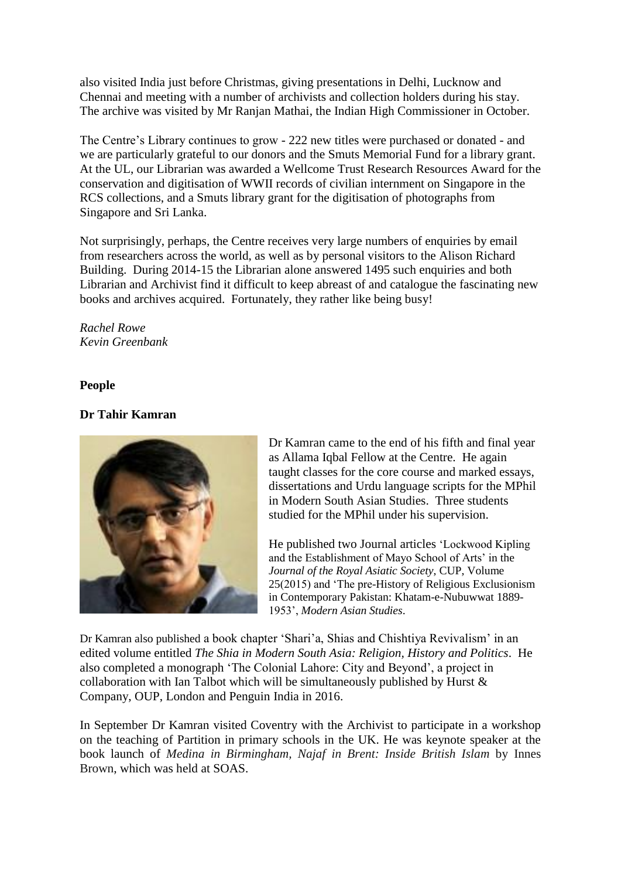also visited India just before Christmas, giving presentations in Delhi, Lucknow and Chennai and meeting with a number of archivists and collection holders during his stay. The archive was visited by Mr Ranjan Mathai, the Indian High Commissioner in October.

The Centre's Library continues to grow - 222 new titles were purchased or donated - and we are particularly grateful to our donors and the Smuts Memorial Fund for a library grant. At the UL, our Librarian was awarded a Wellcome Trust Research Resources Award for the conservation and digitisation of WWII records of civilian internment on Singapore in the RCS collections, and a Smuts library grant for the digitisation of photographs from Singapore and Sri Lanka.

Not surprisingly, perhaps, the Centre receives very large numbers of enquiries by email from researchers across the world, as well as by personal visitors to the Alison Richard Building. During 2014-15 the Librarian alone answered 1495 such enquiries and both Librarian and Archivist find it difficult to keep abreast of and catalogue the fascinating new books and archives acquired. Fortunately, they rather like being busy!

*Rachel Rowe*
*Kevin Greenbank*

## People

### Dr Tahir Kamran

Dr Kamran came to the end of his fifth and final year as Allama Iqbal Fellow at the Centre. He again taught classes for the core course and marked essays, dissertations and Urdu language scripts for the MPhil in Modern South Asian Studies. Three students studied for the MPhil under his supervision.

He published two Journal articles 'Lockwood Kipling and the Establishment of Mayo School of Arts' in the *Journal of the Royal Asiatic Society*, CUP, Volume 25(2015) and 'The pre-History of Religious Exclusionism in Contemporary Pakistan: Khatam-e-Nubuwwat 1889-1953', *Modern Asian Studies*.

Dr Kamran also published a book chapter 'Shari'a, Shias and Chishtiya Revivalism' in an edited volume entitled *The Shia in Modern South Asia: Religion, History and Politics*. He also completed a monograph 'The Colonial Lahore: City and Beyond', a project in collaboration with Ian Talbot which will be simultaneously published by Hurst & Company, OUP, London and Penguin India in 2016.

In September Dr Kamran visited Coventry with the Archivist to participate in a workshop on the teaching of Partition in primary schools in the UK. He was keynote speaker at the book launch of *Medina in Birmingham, Najaf in Brent: Inside British Islam* by Innes Brown, which was held at SOAS.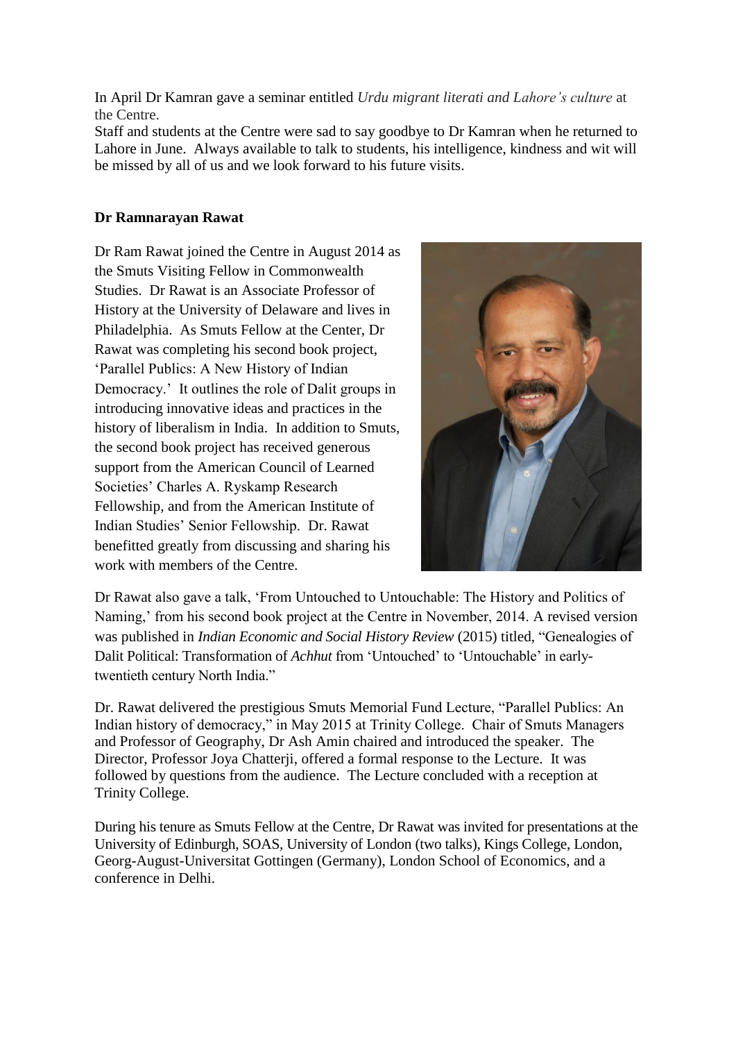In April Dr Kamran gave a seminar entitled *Urdu migrant literati and Lahore's culture* at the Centre.
Staff and students at the Centre were sad to say goodbye to Dr Kamran when he returned to Lahore in June. Always available to talk to students, his intelligence, kindness and wit will be missed by all of us and we look forward to his future visits.

**Dr Ramnarayan Rawat**

Dr Ram Rawat joined the Centre in August 2014 as the Smuts Visiting Fellow in Commonwealth Studies. Dr Rawat is an Associate Professor of History at the University of Delaware and lives in Philadelphia. As Smuts Fellow at the Center, Dr Rawat was completing his second book project, 'Parallel Publics: A New History of Indian Democracy.' It outlines the role of Dalit groups in introducing innovative ideas and practices in the history of liberalism in India. In addition to Smuts, the second book project has received generous support from the American Council of Learned Societies' Charles A. Ryskamp Research Fellowship, and from the American Institute of Indian Studies' Senior Fellowship. Dr. Rawat benefitted greatly from discussing and sharing his work with members of the Centre.

Dr Rawat also gave a talk, 'From Untouched to Untouchable: The History and Politics of Naming,' from his second book project at the Centre in November, 2014. A revised version was published in *Indian Economic and Social History Review* (2015) titled, "Genealogies of Dalit Political: Transformation of *Achhut* from 'Untouched' to 'Untouchable' in early-twentieth century North India."

Dr. Rawat delivered the prestigious Smuts Memorial Fund Lecture, "Parallel Publics: An Indian history of democracy," in May 2015 at Trinity College. Chair of Smuts Managers and Professor of Geography, Dr Ash Amin chaired and introduced the speaker. The Director, Professor Joya Chatterji, offered a formal response to the Lecture. It was followed by questions from the audience. The Lecture concluded with a reception at Trinity College.

During his tenure as Smuts Fellow at the Centre, Dr Rawat was invited for presentations at the University of Edinburgh, SOAS, University of London (two talks), Kings College, London, Georg-August-Universitat Gottingen (Germany), London School of Economics, and a conference in Delhi.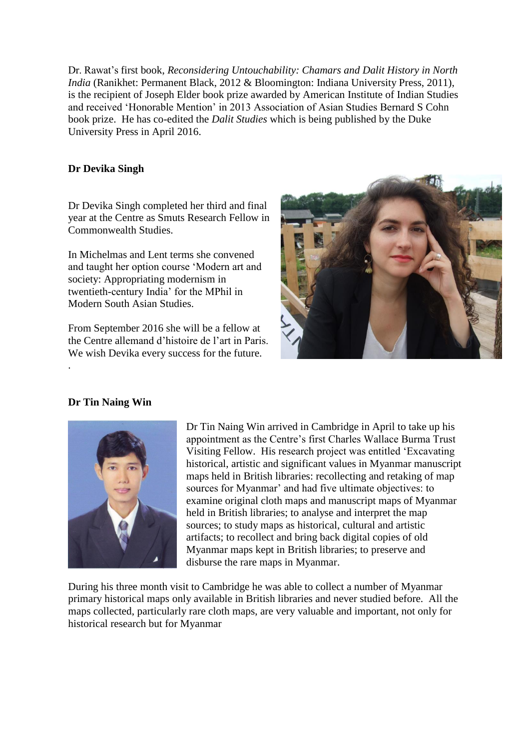Dr. Rawat's first book, *Reconsidering Untouchability: Chamars and Dalit History in North India* (Ranikhet: Permanent Black, 2012 & Bloomington: Indiana University Press, 2011), is the recipient of Joseph Elder book prize awarded by American Institute of Indian Studies and received 'Honorable Mention' in 2013 Association of Asian Studies Bernard S Cohn book prize. He has co-edited the *Dalit Studies* which is being published by the Duke University Press in April 2016.

**Dr Devika Singh**

Dr Devika Singh completed her third and final year at the Centre as Smuts Research Fellow in Commonwealth Studies.

In Michelmas and Lent terms she convened and taught her option course 'Modern art and society: Appropriating modernism in twentieth-century India' for the MPhil in Modern South Asian Studies.

From September 2016 she will be a fellow at the Centre allemand d'histoire de l'art in Paris. We wish Devika every success for the future.

**Dr Tin Naing Win**

Dr Tin Naing Win arrived in Cambridge in April to take up his appointment as the Centre's first Charles Wallace Burma Trust Visiting Fellow. His research project was entitled 'Excavating historical, artistic and significant values in Myanmar manuscript maps held in British libraries: recollecting and retaking of map sources for Myanmar' and had five ultimate objectives: to examine original cloth maps and manuscript maps of Myanmar held in British libraries; to analyse and interpret the map sources; to study maps as historical, cultural and artistic artifacts; to recollect and bring back digital copies of old Myanmar maps kept in British libraries; to preserve and disburse the rare maps in Myanmar.

During his three month visit to Cambridge he was able to collect a number of Myanmar primary historical maps only available in British libraries and never studied before. All the maps collected, particularly rare cloth maps, are very valuable and important, not only for historical research but for Myanmar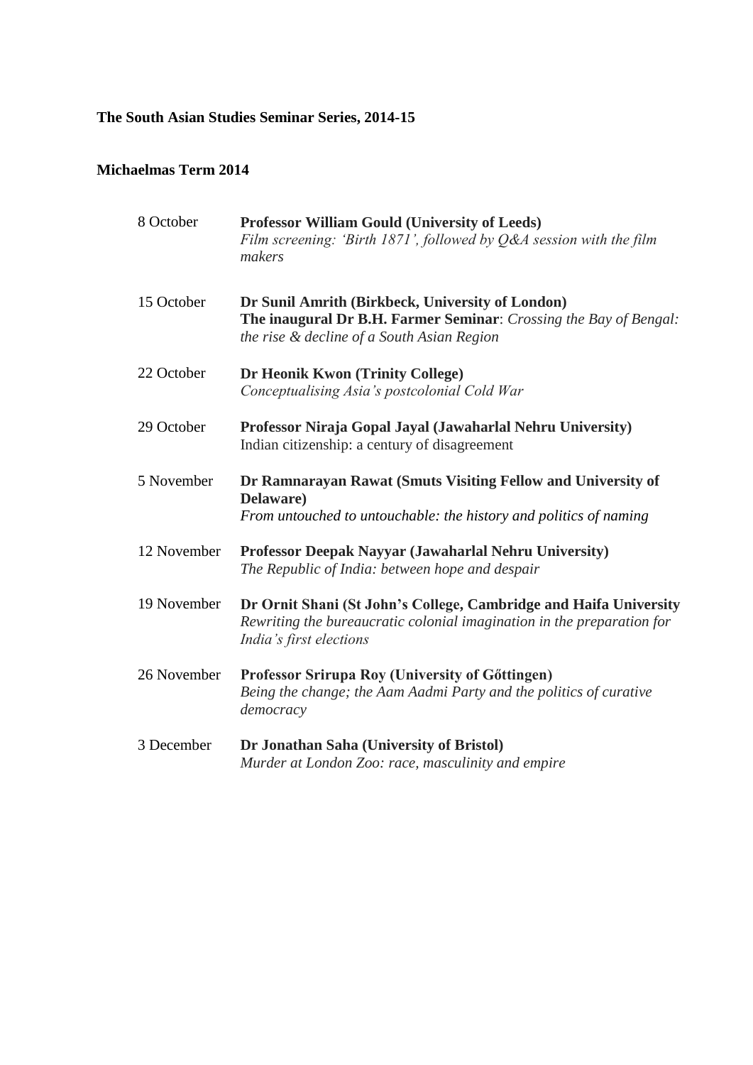**The South Asian Studies Seminar Series, 2014-15**

**Michaelmas Term 2014**

| | |
|---|---|
| 8 October | **Professor William Gould (University of Leeds)**<br>*Film screening: 'Birth 1871', followed by Q&A session with the film makers* |
| 15 October | **Dr Sunil Amrith (Birkbeck, University of London)**<br>**The inaugural Dr B.H. Farmer Seminar**: *Crossing the Bay of Bengal: the rise & decline of a South Asian Region* |
| 22 October | **Dr Heonik Kwon (Trinity College)**<br>*Conceptualising Asia's postcolonial Cold War* |
| 29 October | **Professor Niraja Gopal Jayal (Jawaharlal Nehru University)**<br>Indian citizenship: a century of disagreement |
| 5 November | **Dr Ramnarayan Rawat (Smuts Visiting Fellow and University of Delaware)**<br>*From untouched to untouchable: the history and politics of naming* |
| 12 November | **Professor Deepak Nayyar (Jawaharlal Nehru University)**<br>*The Republic of India: between hope and despair* |
| 19 November | **Dr Ornit Shani (St John's College, Cambridge and Haifa University**<br>*Rewriting the bureaucratic colonial imagination in the preparation for India's first elections* |
| 26 November | **Professor Srirupa Roy (University of Gőttingen)**<br>*Being the change; the Aam Aadmi Party and the politics of curative democracy* |
| 3 December | **Dr Jonathan Saha (University of Bristol)**<br>*Murder at London Zoo: race, masculinity and empire* |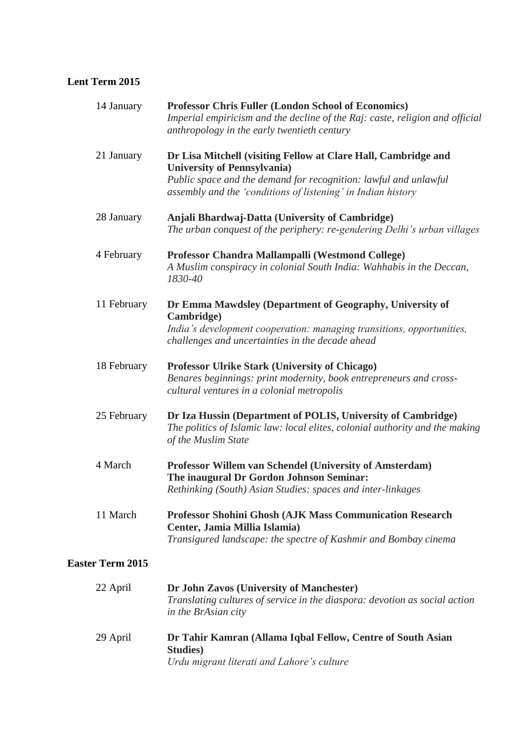**Lent Term 2015**

14 January — **Professor Chris Fuller (London School of Economics)**
*Imperial empiricism and the decline of the Raj: caste, religion and official anthropology in the early twentieth century*

21 January — **Dr Lisa Mitchell (visiting Fellow at Clare Hall, Cambridge and University of Pennsylvania)**
*Public space and the demand for recognition: lawful and unlawful assembly and the 'conditions of listening' in Indian history*

28 January — **Anjali Bhardwaj-Datta (University of Cambridge)**
*The urban conquest of the periphery: re-gendering Delhi's urban villages*

4 February — **Professor Chandra Mallampalli (Westmond College)**
*A Muslim conspiracy in colonial South India: Wahhabis in the Deccan, 1830-40*

11 February — **Dr Emma Mawdsley (Department of Geography, University of Cambridge)**
*India's development cooperation: managing transitions, opportunities, challenges and uncertainties in the decade ahead*

18 February — **Professor Ulrike Stark (University of Chicago)**
*Benares beginnings: print modernity, book entrepreneurs and cross-cultural ventures in a colonial metropolis*

25 February — **Dr Iza Hussin (Department of POLIS, University of Cambridge)**
*The politics of Islamic law: local elites, colonial authority and the making of the Muslim State*

4 March — **Professor Willem van Schendel (University of Amsterdam)**
**The inaugural Dr Gordon Johnson Seminar:**
*Rethinking (South) Asian Studies: spaces and inter-linkages*

11 March — **Professor Shohini Ghosh (AJK Mass Communication Research Center, Jamia Millia Islamia)**
*Transigured landscape: the spectre of Kashmir and Bombay cinema*

**Easter Term 2015**

22 April — **Dr John Zavos (University of Manchester)**
*Translating cultures of service in the diaspora: devotion as social action in the BrAsian city*

29 April — **Dr Tahir Kamran (Allama Iqbal Fellow, Centre of South Asian Studies)**
*Urdu migrant literati and Lahore's culture*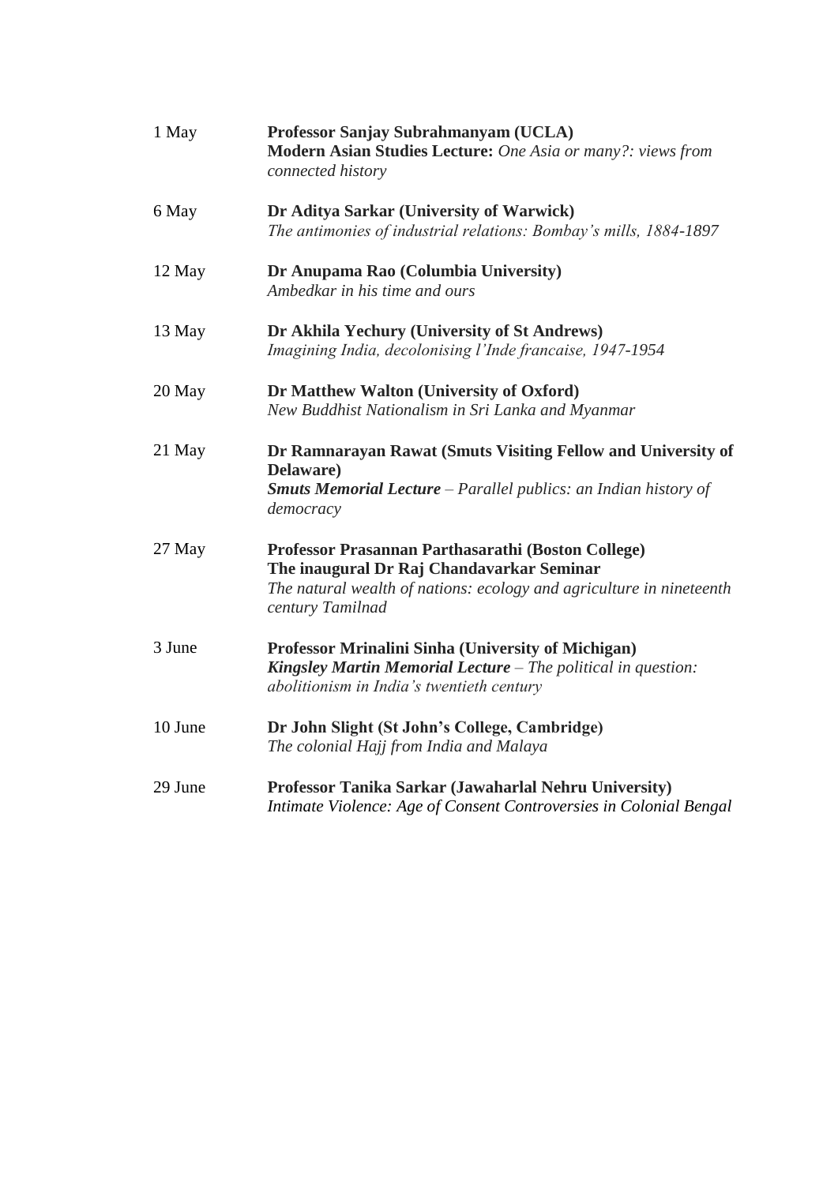| | |
|---|---|
| 1 May | **Professor Sanjay Subrahmanyam (UCLA)**<br>**Modern Asian Studies Lecture:** *One Asia or many?: views from connected history* |
| 6 May | **Dr Aditya Sarkar (University of Warwick)**<br>*The antimonies of industrial relations: Bombay's mills, 1884-1897* |
| 12 May | **Dr Anupama Rao (Columbia University)**<br>*Ambedkar in his time and ours* |
| 13 May | **Dr Akhila Yechury (University of St Andrews)**<br>*Imagining India, decolonising l'Inde francaise, 1947-1954* |
| 20 May | **Dr Matthew Walton (University of Oxford)**<br>*New Buddhist Nationalism in Sri Lanka and Myanmar* |
| 21 May | **Dr Ramnarayan Rawat (Smuts Visiting Fellow and University of Delaware)**<br>***Smuts Memorial Lecture*** *– Parallel publics: an Indian history of democracy* |
| 27 May | **Professor Prasannan Parthasarathi (Boston College)**<br>**The inaugural Dr Raj Chandavarkar Seminar**<br>*The natural wealth of nations: ecology and agriculture in nineteenth century Tamilnad* |
| 3 June | **Professor Mrinalini Sinha (University of Michigan)**<br>***Kingsley Martin Memorial Lecture*** *– The political in question: abolitionism in India's twentieth century* |
| 10 June | **Dr John Slight (St John's College, Cambridge)**<br>*The colonial Hajj from India and Malaya* |
| 29 June | **Professor Tanika Sarkar (Jawaharlal Nehru University)**<br>*Intimate Violence: Age of Consent Controversies in Colonial Bengal* |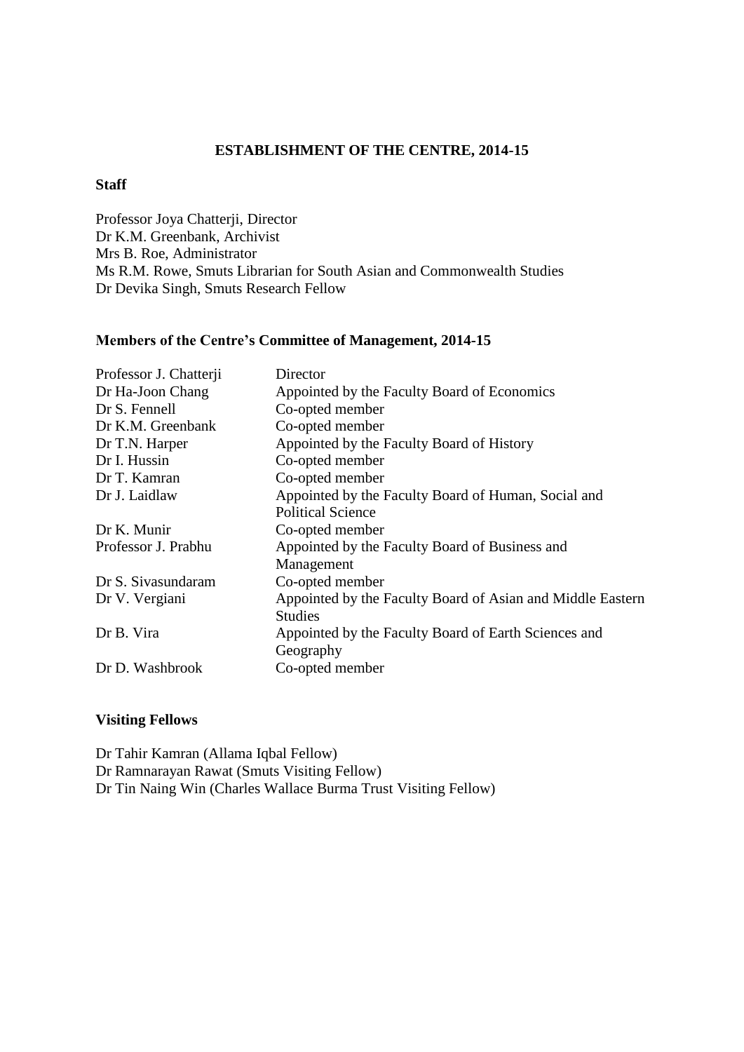# ESTABLISHMENT OF THE CENTRE, 2014-15

## Staff

Professor Joya Chatterji, Director
Dr K.M. Greenbank, Archivist
Mrs B. Roe, Administrator
Ms R.M. Rowe, Smuts Librarian for South Asian and Commonwealth Studies
Dr Devika Singh, Smuts Research Fellow

## Members of the Centre's Committee of Management, 2014-15

| | |
|---|---|
| Professor J. Chatterji | Director |
| Dr Ha-Joon Chang | Appointed by the Faculty Board of Economics |
| Dr S. Fennell | Co-opted member |
| Dr K.M. Greenbank | Co-opted member |
| Dr T.N. Harper | Appointed by the Faculty Board of History |
| Dr I. Hussin | Co-opted member |
| Dr T. Kamran | Co-opted member |
| Dr J. Laidlaw | Appointed by the Faculty Board of Human, Social and Political Science |
| Dr K. Munir | Co-opted member |
| Professor J. Prabhu | Appointed by the Faculty Board of Business and Management |
| Dr S. Sivasundaram | Co-opted member |
| Dr V. Vergiani | Appointed by the Faculty Board of Asian and Middle Eastern Studies |
| Dr B. Vira | Appointed by the Faculty Board of Earth Sciences and Geography |
| Dr D. Washbrook | Co-opted member |

## Visiting Fellows

Dr Tahir Kamran (Allama Iqbal Fellow)
Dr Ramnarayan Rawat (Smuts Visiting Fellow)
Dr Tin Naing Win (Charles Wallace Burma Trust Visiting Fellow)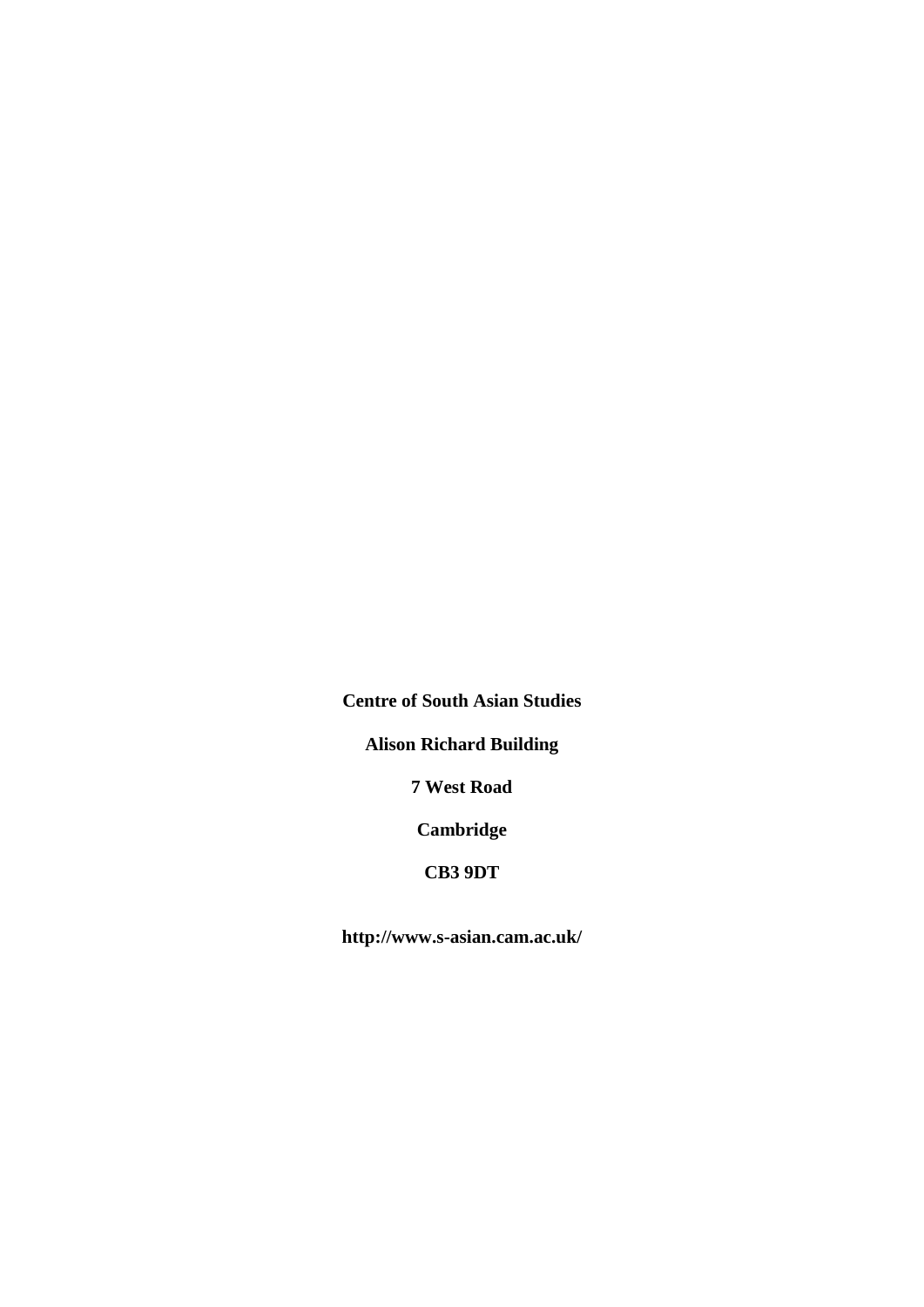**Centre of South Asian Studies**

**Alison Richard Building**

**7 West Road**

**Cambridge**

**CB3 9DT**

**http://www.s-asian.cam.ac.uk/**